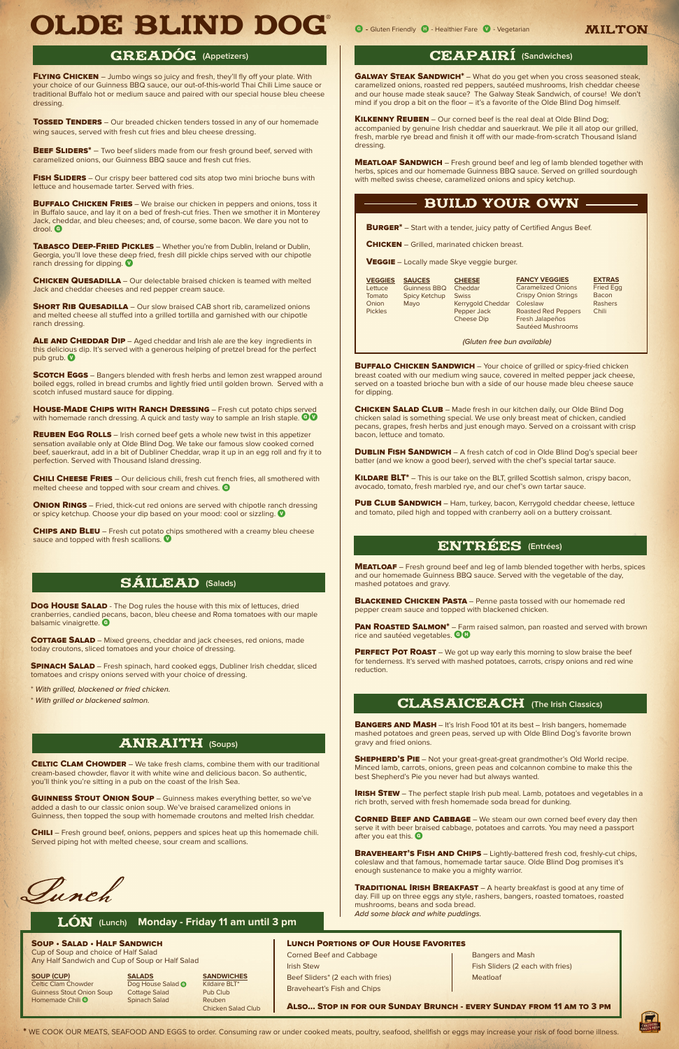# OLDE BLIND DOG®

G - Gluten Friendly  H - Healthier Fare  V - Vegetarian

**MILTON**

## GREADÓG (Appetizers)

**Flying Chicken** – Jumbo wings so juicy and fresh, they'll fly off your plate. With your choice of our Guinness BBQ sauce, our out-of-this-world Thai Chili Lime sauce or traditional Buffalo hot or medium sauce and paired with our special house bleu cheese dressing.

**Tossed Tenders** – Our breaded chicken tenders tossed in any of our homemade wing sauces, served with fresh cut fries and bleu cheese dressing.

**Beef Sliders*** – Two beef sliders made from our fresh ground beef, served with caramelized onions, our Guinness BBQ sauce and fresh cut fries.

**Fish Sliders** – Our crispy beer battered cod sits atop two mini brioche buns with lettuce and housemade tarter. Served with fries.

**Buffalo Chicken Fries** – We braise our chicken in peppers and onions, toss it in Buffalo sauce, and lay it on a bed of fresh-cut fries. Then we smother it in Monterey Jack, cheddar, and bleu cheeses; and, of course, some bacon. We dare you not to drool. G

**Tabasco Deep-Fried Pickles** – Whether you're from Dublin, Ireland or Dublin, Georgia, you'll love these deep fried, fresh dill pickle chips served with our chipotle ranch dressing for dipping. V

**Chicken Quesadilla** – Our delectable braised chicken is teamed with melted Jack and cheddar cheeses and red pepper cream sauce.

**Short Rib Quesadilla** – Our slow braised CAB short rib, caramelized onions and melted cheese all stuffed into a grilled tortilla and garnished with our chipotle ranch dressing.

**Ale and Cheddar Dip** – Aged cheddar and Irish ale are the key ingredients in this delicious dip. It's served with a generous helping of pretzel bread for the perfect pub grub. V

**Scotch Eggs** – Bangers blended with fresh herbs and lemon zest wrapped around boiled eggs, rolled in bread crumbs and lightly fried until golden brown. Served with a scotch infused mustard sauce for dipping.

**House-Made Chips with Ranch Dressing** – Fresh cut potato chips served with homemade ranch dressing. A quick and tasty way to sample an Irish staple. G V

**Reuben Egg Rolls** – Irish corned beef gets a whole new twist in this appetizer sensation available only at Olde Blind Dog. We take our famous slow cooked corned beef, sauerkraut, add in a bit of Dubliner Cheddar, wrap it up in an egg roll and fry it to perfection. Served with Thousand Island dressing.

**Chili Cheese Fries** – Our delicious chili, fresh cut french fries, all smothered with melted cheese and topped with sour cream and chives. G

**Onion Rings** – Fried, thick-cut red onions are served with chipotle ranch dressing or spicy ketchup. Choose your dip based on your mood: cool or sizzling. V

**Chips and Bleu** – Fresh cut potato chips smothered with a creamy bleu cheese sauce and topped with fresh scallions. V

## SÁILEAD (Salads)

**Dog House Salad** - The Dog rules the house with this mix of lettuces, dried cranberries, candied pecans, bacon, bleu cheese and Roma tomatoes with our maple balsamic vinaigrette. G

**Cottage Salad** – Mixed greens, cheddar and jack cheeses, red onions, made today croutons, sliced tomatoes and your choice of dressing.

**Spinach Salad** – Fresh spinach, hard cooked eggs, Dubliner Irish cheddar, sliced tomatoes and crispy onions served with your choice of dressing.

*+ With grilled, blackened or fried chicken.*

*+ With grilled or blackened salmon.*

## ANRAITH (Soups)

**Celtic Clam Chowder** – We take fresh clams, combine them with our traditional cream-based chowder, flavor it with white wine and delicious bacon. So authentic, you'll think you're sitting in a pub on the coast of the Irish Sea.

**Guinness Stout Onion Soup** – Guinness makes everything better, so we've added a dash to our classic onion soup. We've braised caramelized onions in Guinness, then topped the soup with homemade croutons and melted Irish cheddar.

**Chili** – Fresh ground beef, onions, peppers and spices heat up this homemade chili. Served piping hot with melted cheese, sour cream and scallions.

## CEAPAIRÍ (Sandwiches)

**Galway Steak Sandwich*** – What do you get when you cross seasoned steak, caramelized onions, roasted red peppers, sautéed mushrooms, Irish cheddar cheese and our house made steak sauce? The Galway Steak Sandwich, of course! We don't mind if you drop a bit on the floor – it's a favorite of the Olde Blind Dog himself.

**Kilkenny Reuben** – Our corned beef is the real deal at Olde Blind Dog; accompanied by genuine Irish cheddar and sauerkraut. We pile it all atop our grilled, fresh, marble rye bread and finish it off with our made-from-scratch Thousand Island dressing.

**Meatloaf Sandwich** – Fresh ground beef and leg of lamb blended together with herbs, spices and our homemade Guinness BBQ sauce. Served on grilled sourdough with melted swiss cheese, caramelized onions and spicy ketchup.

### BUILD YOUR OWN

**Burger*** – Start with a tender, juicy patty of Certified Angus Beef.

**Chicken** – Grilled, marinated chicken breast.

**Veggie** – Locally made Skye veggie burger.

| Veggies | Sauces | Cheese | Fancy Veggies | Extras |
|---|---|---|---|---|
| Lettuce | Guinness BBQ | Cheddar | Caramelized Onions | Fried Egg |
| Tomato | Spicy Ketchup | Swiss | Crispy Onion Strings | Bacon |
| Onion | Mayo | Kerrygold Cheddar | Coleslaw | Rashers |
| Pickles | | Pepper Jack | Roasted Red Peppers | Chili |
| | | Cheese Dip | Fresh Jalapeños | |
| | | | Sautéed Mushrooms | |

*(Gluten free bun available)*

**Buffalo Chicken Sandwich** – Your choice of grilled or spicy-fried chicken breast coated with our medium wing sauce, covered in melted pepper jack cheese, served on a toasted brioche bun with a side of our house made bleu cheese sauce for dipping.

**Chicken Salad Club** – Made fresh in our kitchen daily, our Olde Blind Dog chicken salad is something special. We use only breast meat of chicken, candied pecans, grapes, fresh herbs and just enough mayo. Served on a croissant with crisp bacon, lettuce and tomato.

**Dublin Fish Sandwich** – A fresh catch of cod in Olde Blind Dog's special beer batter (and we know a good beer), served with the chef's special tartar sauce.

**Kildare BLT*** – This is our take on the BLT, grilled Scottish salmon, crispy bacon, avocado, tomato, fresh marbled rye, and our chef's own tartar sauce.

**Pub Club Sandwich** – Ham, turkey, bacon, Kerrygold cheddar cheese, lettuce and tomato, piled high and topped with cranberry aoli on a buttery croissant.

## ENTRÉES (Entrées)

**Meatloaf** – Fresh ground beef and leg of lamb blended together with herbs, spices and our homemade Guinness BBQ sauce. Served with the vegetable of the day, mashed potatoes and gravy.

**Blackened Chicken Pasta** – Penne pasta tossed with our homemade red pepper cream sauce and topped with blackened chicken.

**Pan Roasted Salmon*** – Farm raised salmon, pan roasted and served with brown rice and sautéed vegetables. G H

**Perfect Pot Roast** – We got up way early this morning to slow braise the beef for tenderness. It's served with mashed potatoes, carrots, crispy onions and red wine reduction.

## CLASAICEACH (The Irish Classics)

**Bangers and Mash** – It's Irish Food 101 at its best – Irish bangers, homemade mashed potatoes and green peas, served up with Olde Blind Dog's favorite brown gravy and fried onions.

**Shepherd's Pie** – Not your great-great-great grandmother's Old World recipe. Minced lamb, carrots, onions, green peas and colcannon combine to make this the best Shepherd's Pie you never had but always wanted.

**Irish Stew** – The perfect staple Irish pub meal. Lamb, potatoes and vegetables in a rich broth, served with fresh homemade soda bread for dunking.

**Corned Beef and Cabbage** – We steam our own corned beef every day then serve it with beer braised cabbage, potatoes and carrots. You may need a passport after you eat this. G

**Braveheart's Fish and Chips** – Lightly-battered fresh cod, freshly-cut chips, coleslaw and that famous, homemade tartar sauce. Olde Blind Dog promises it's enough sustenance to make you a mighty warrior.

**Traditional Irish Breakfast** – A hearty breakfast is good at any time of day. Fill up on three eggs any style, rashers, bangers, roasted tomatoes, roasted mushrooms, beans and soda bread.
*Add some black and white puddings.*

*Lunch*

## LÓN (Lunch) Monday - Friday 11 am until 3 pm

**Soup • Salad • Half Sandwich**
Cup of Soup and choice of Half Salad
Any Half Sandwich and Cup of Soup or Half Salad

| Soup (Cup) | Salads | Sandwiches |
|---|---|---|
| Celtic Clam Chowder | Dog House Salad G | Kildaire BLT* |
| Guinness Stout Onion Soup | Cottage Salad | Pub Club |
| Homemade Chili G | Spinach Salad | Reuben |
| | | Chicken Salad Club |

**Lunch Portions of Our House Favorites**

- Corned Beef and Cabbage
- Irish Stew
- Beef Sliders* (2 each with fries)
- Braveheart's Fish and Chips
- Bangers and Mash
- Fish Sliders (2 each with fries)
- Meatloaf

**Also... Stop in for our Sunday Brunch - Every Sunday from 11 am to 3 pm**

\* WE COOK OUR MEATS, SEAFOOD AND EGGS to order. Consuming raw or under cooked meats, poultry, seafood, shellfish or eggs may increase your risk of food borne illness.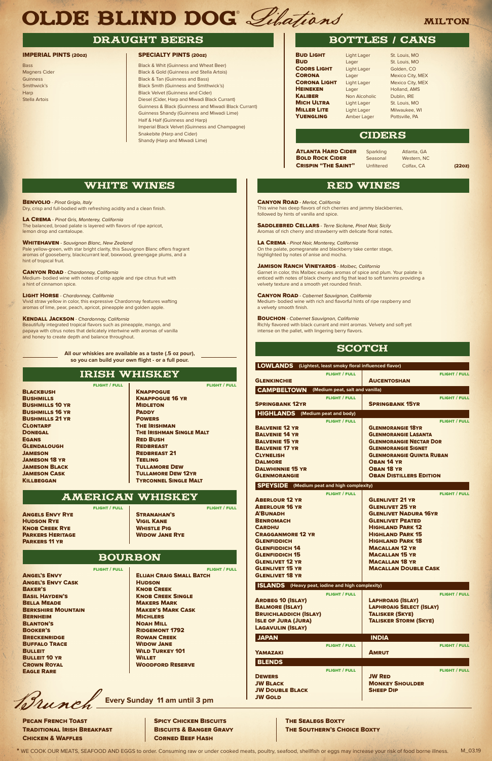# OLDE BLIND DOG® Libations

MILTON

## DRAUGHT BEERS

### IMPERIAL PINTS (20oz)

Bass
Magners Cider
Guinness
Smithwick's
Harp
Stella Artois

### SPECIALTY PINTS (20oz)

Black & Whit (Guinness and Wheat Beer)
Black & Gold (Guinness and Stella Artois)
Black & Tan (Guinness and Bass)
Black Smith (Guinness and Smithwick's)
Black Velvet (Guinness and Cider)
Diesel (Cider, Harp and Miwadi Black Currant)
Guinness & Black (Guinness and Miwadi Black Currant)
Guinness Shandy (Guinness and Miwadi Lime)
Half & Half (Guinness and Harp)
Imperial Black Velvet (Guinness and Champagne)
Snakebite (Harp and Cider)
Shandy (Harp and Miwadi Lime)

## BOTTLES / CANS

| | | |
|---|---|---|
| **Bud Light** | Light Lager | St. Louis, MO |
| **Bud** | Lager | St. Louis, MO |
| **Coors Light** | Light Lager | Golden, CO |
| **Corona** | Lager | Mexico City, MEX |
| **Corona Light** | Light Lager | Mexico City, MEX |
| **Heineken** | Lager | Holland, AMS |
| **Kaliber** | Non Alcoholic | Dublin, IRE |
| **Mich Ultra** | Light Lager | St. Louis, MO |
| **Miller Lite** | Light Lager | Milwaukee, WI |
| **Yuengling** | Amber Lager | Pottsville, PA |

## CIDERS

| | | | |
|---|---|---|---|
| **Atlanta Hard Cider** | Sparkling | Atlanta, GA | |
| **Bold Rock Cider** | Seasonal | Western, NC | |
| **Crispin "The Saint"** | Unfiltered | Colfax, CA | (22oz) |

## WHITE WINES

**Benvolio** - *Pinot Grigio, Italy*
Dry, crisp and full-bodied with refreshing acidity and a clean finish.

**La Crema** - *Pinot Gris, Monterey, California*
The balanced, broad palate is layered with flavors of ripe apricot, lemon drop and cantaloupe.

**Whitehaven** - *Sauvignon Blanc, New Zealand*
Pale yellow-green, with star bright clarity, this Sauvignon Blanc offers fragrant aromas of gooseberry, blackcurrant leaf, boxwood, greengage plums, and a hint of tropical fruit.

**Canyon Road** - *Chardonnay, California*
Medium- bodied wine with notes of crisp apple and ripe citrus fruit with a hint of cinnamon spice.

**Light Horse** - *Chardonnay, California*
Vivid straw yellow in color, this expressive Chardonnay features wafting aromas of lime, pear, peach, apricot, pineapple and golden apple.

**Kendall Jackson** - *Chardonnay, California*
Beautifully integrated tropical flavors such as pineapple, mango, and papaya with citrus notes that delicately intertwine with aromas of vanilla and honey to create depth and balance throughout.

## RED WINES

**Canyon Road** - *Merlot, California*
This wine has deep flavors of rich cherries and jammy blackberries, followed by hints of vanilla and spice.

**Saddlebred Cellars** - *Terre Sicilane, Pinot Noir, Sicily*
Aromas of rich cherry and strawberry with delicate floral notes.

**La Crema** - *Pinot Noir, Monterey, California*
On the palate, pomegranate and blackberry take center stage, highlighted by notes of anise and mocha.

**Jamison Ranch Vineyards** - *Malbec, California*
Garnet in color, this Malbec exudes aromas of spice and plum. Your palate is enticed with notes of black cherry and fig that lead to soft tannins providing a velvety texture and a smooth yet rounded finish.

**Canyon Road** - *Cabernet Sauvignon, California*
Medium- bodied wine with rich and flavorful hints of ripe raspberry and a velvety smooth finish.

**Bouchon** - *Cabernet Sauvignon, California*
Richly flavored with black currant and mint aromas. Velvety and soft yet intense on the pallet, with lingering berry flavors.

**All our whiskies are available as a taste (.5 oz pour), so you can build your own flight - or a full pour.**

## IRISH WHISKEY

FLIGHT / FULL

Blackbush
Bushmills
Bushmills 10 yr
Bushmills 16 yr
Bushmills 21 yr
Clontarf
Donegal
Egans
Glendalough
Jameson
Jameson 18 yr
Jameson Black
Jameson Cask
Killbeggan
Knappogue
Knappogue 16 yr
Midleton
Paddy
Powers
The Irishman
The Irishman Single Malt
Red Bush
Redbreast
Redbreast 21
Teeling
Tullamore Dew
Tullamore Dew 12yr
Tyrconnel Single Malt

## AMERICAN WHISKEY

FLIGHT / FULL

Angels Envy Rye
Hudson Rye
Knob Creek Rye
Parkers Heritage
Parkers 11 yr
Stranahan's
Vigil Kane
Whistle Pig
Widow Jane Rye

## BOURBON

FLIGHT / FULL

Angel's Envy
Angel's Envy Cask
Baker's
Basil Hayden's
Bella Meade
Berkshire Mountain
Bernheim
Blanton's
Booker's
Breckenridge
Buffalo Trace
Bulleit
Bulleit 10 yr
Crown Royal
Eagle Rare
Elijah Craig Small Batch
Hudson
Knob Creek
Knob Creek Single
Makers Mark
Maker's Mark Cask
Michlers
Noah Mill
Ridgemont 1792
Rowan Creek
Widow Jane
Wild Turkey 101
Willet
Woodford Reserve

## SCOTCH

FLIGHT / FULL

### LOWLANDS (Lightest, least smoky floral influenced flavor)

Glenkinchie
Aucentoshan

### CAMPBELTOWN (Medium peat, salt and vanilla)

Springbank 12yr
Springbank 15yr

### HIGHLANDS (Medium peat and body)

Balvenie 12 yr
Balvenie 14 yr
Balvenie 15 yr
Balvenie 17 yr
Clynelish
Dalmore
Dalwhinnie 15 yr
Glenmorangie
Glenmorangie 18yr
Glenmorangie Lasanta
Glenmorangie Nectar Dor
Glenmorangie Signet
Glenmorangie Quinta Ruban
Oban 14 yr
Oban 18 yr
Oban Distillers Edition

### SPEYSIDE (Medium peat and high complexity)

Aberlour 12 yr
Aberlour 16 yr
A'Bunadh
Benromach
Cardhu
Craggannmore 12 yr
Glenfiddich
Glenfiddich 14
Glenfiddich 15
Glenlivet 12 yr
Glenlivet 15 yr
Glenlivet 18 yr
Glenlivet 21 yr
Glenlivet 25 yr
Glenlivet Nadura 16yr
Glenlivet Peated
Highland Park 12
Highland Park 15
Highland Park 18
Macallan 12 yr
Macallan 15 yr
Macallan 18 yr
Macallan Double Cask

### ISLANDS (Heavy peat, iodine and high complexity)

Ardbeg 10 (Islay)
Balmore (Islay)
Bruichladdich (Islay)
Isle of Jura (Jura)
Lagavulin (Islay)
Laphroaig (Islay)
Laphroaig Select (Islay)
Talisker (Skye)
Talisker Storm (Skye)

### JAPAN

Yamazaki

### INDIA

Amrut

### BLENDS

Dewers
JW Black
JW Double Black
JW Gold
JW Red
Monkey Shoulder
Sheep Dip

## Brunch Every Sunday 11 am until 3 pm

Pecan French Toast
Traditional Irish Breakfast
Chicken & Waffles
Spicy Chicken Biscuits
Biscuits & Banger Gravy
Corned Beef Hash
The Sealegs Boxty
The Southern's Choice Boxty

* WE COOK OUR MEATS, SEAFOOD AND EGGS to order. Consuming raw or under cooked meats, poultry, seafood, shellfish or eggs may increase your risk of food borne illness. M_03.19